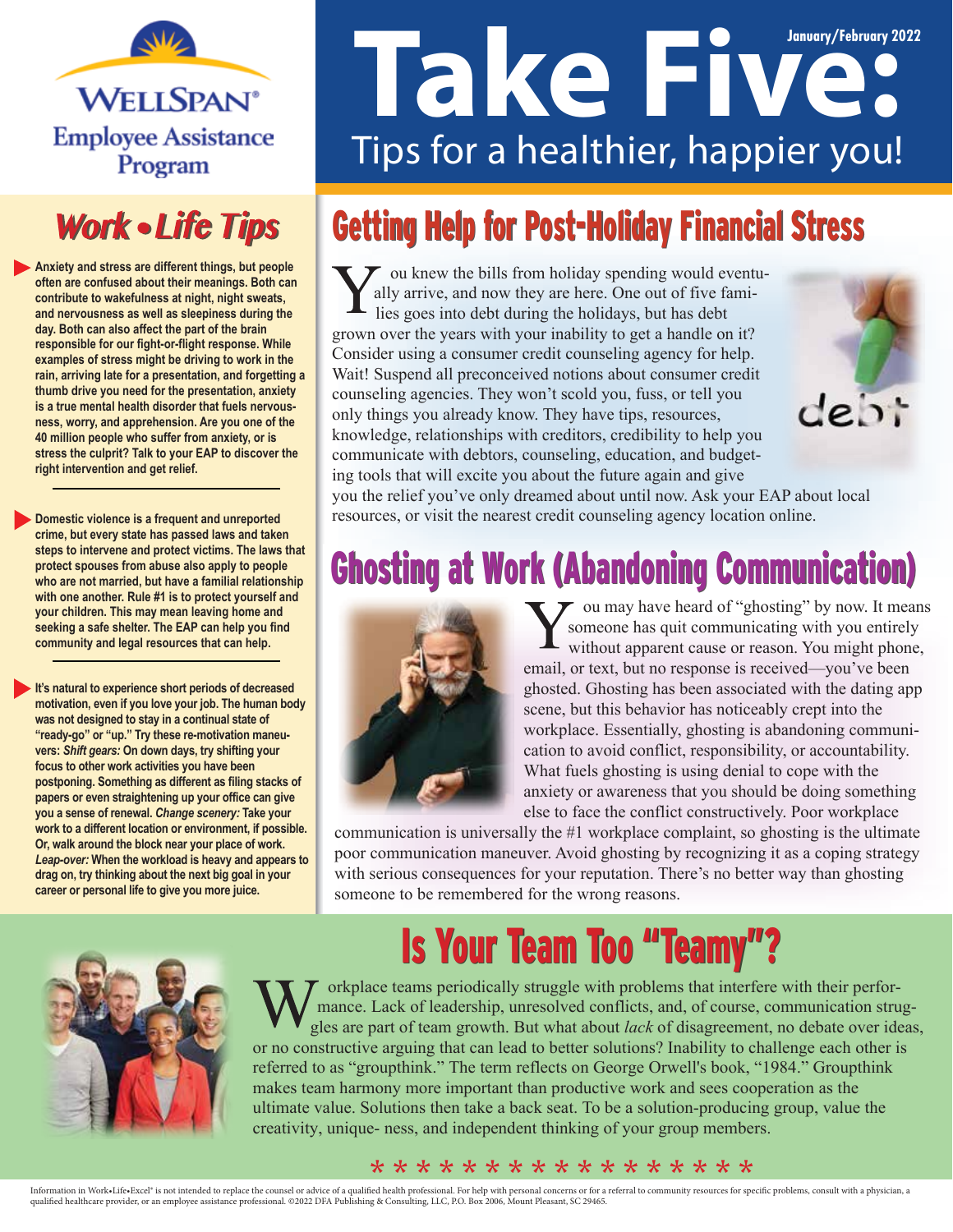WELLSPAN® Employee Assistance Program

# Take Five: Tips for a healthier, happier you!

January/February 2022

## Work • Life Tips

- **Anxiety and stress are different things, but people often are confused about their meanings. Both can contribute to wakefulness at night, night sweats, and nervousness as well as sleepiness during the day. Both can also affect the part of the brain responsible for our fight-or-flight response. While examples of stress might be driving to work in the rain, arriving late for a presentation, and forgetting a thumb drive you need for the presentation, anxiety is a true mental health disorder that fuels nervousness, worry, and apprehension. Are you one of the 40 million people who suffer from anxiety, or is stress the culprit? Talk to your EAP to discover the right intervention and get relief.**

- **Domestic violence is a frequent and unreported crime, but every state has passed laws and taken steps to intervene and protect victims. The laws that protect spouses from abuse also apply to people who are not married, but have a familial relationship with one another. Rule #1 is to protect yourself and your children. This may mean leaving home and seeking a safe shelter. The EAP can help you find community and legal resources that can help.**

- **It's natural to experience short periods of decreased motivation, even if you love your job. The human body was not designed to stay in a continual state of "ready-go" or "up." Try these re-motivation maneuvers: *Shift gears:* On down days, try shifting your focus to other work activities you have been postponing. Something as different as filing stacks of papers or even straightening up your office can give you a sense of renewal. *Change scenery:* Take your work to a different location or environment, if possible. Or, walk around the block near your place of work. *Leap-over:* When the workload is heavy and appears to drag on, try thinking about the next big goal in your career or personal life to give you more juice.**

## Getting Help for Post-Holiday Financial Stress

You knew the bills from holiday spending would eventually arrive, and now they are here. One out of five families goes into debt during the holidays, but has debt grown over the years with your inability to get a handle on it? Consider using a consumer credit counseling agency for help. Wait! Suspend all preconceived notions about consumer credit counseling agencies. They won't scold you, fuss, or tell you only things you already know. They have tips, resources, knowledge, relationships with creditors, credibility to help you communicate with debtors, counseling, education, and budgeting tools that will excite you about the future again and give you the relief you've only dreamed about until now. Ask your EAP about local resources, or visit the nearest credit counseling agency location online.

## Ghosting at Work (Abandoning Communication)

You may have heard of "ghosting" by now. It means someone has quit communicating with you entirely without apparent cause or reason. You might phone, email, or text, but no response is received—you've been ghosted. Ghosting has been associated with the dating app scene, but this behavior has noticeably crept into the workplace. Essentially, ghosting is abandoning communication to avoid conflict, responsibility, or accountability. What fuels ghosting is using denial to cope with the anxiety or awareness that you should be doing something else to face the conflict constructively. Poor workplace communication is universally the #1 workplace complaint, so ghosting is the ultimate poor communication maneuver. Avoid ghosting by recognizing it as a coping strategy with serious consequences for your reputation. There's no better way than ghosting someone to be remembered for the wrong reasons.

## Is Your Team Too "Teamy"?

Workplace teams periodically struggle with problems that interfere with their performance. Lack of leadership, unresolved conflicts, and, of course, communication struggles are part of team growth. But what about *lack* of disagreement, no debate over ideas, or no constructive arguing that can lead to better solutions? Inability to challenge each other is referred to as "groupthink." The term reflects on George Orwell's book, "1984." Groupthink makes team harmony more important than productive work and sees cooperation as the ultimate value. Solutions then take a back seat. To be a solution-producing group, value the creativity, unique- ness, and independent thinking of your group members.

* * * * * * * * * * * * * * * *

Information in Work•Life•Excel® is not intended to replace the counsel or advice of a qualified health professional. For help with personal concerns or for a referral to community resources for specific problems, consult with a physician, a qualified healthcare provider, or an employee assistance professional. ©2022 DFA Publishing & Consulting, LLC, P.O. Box 2006, Mount Pleasant, SC 29465.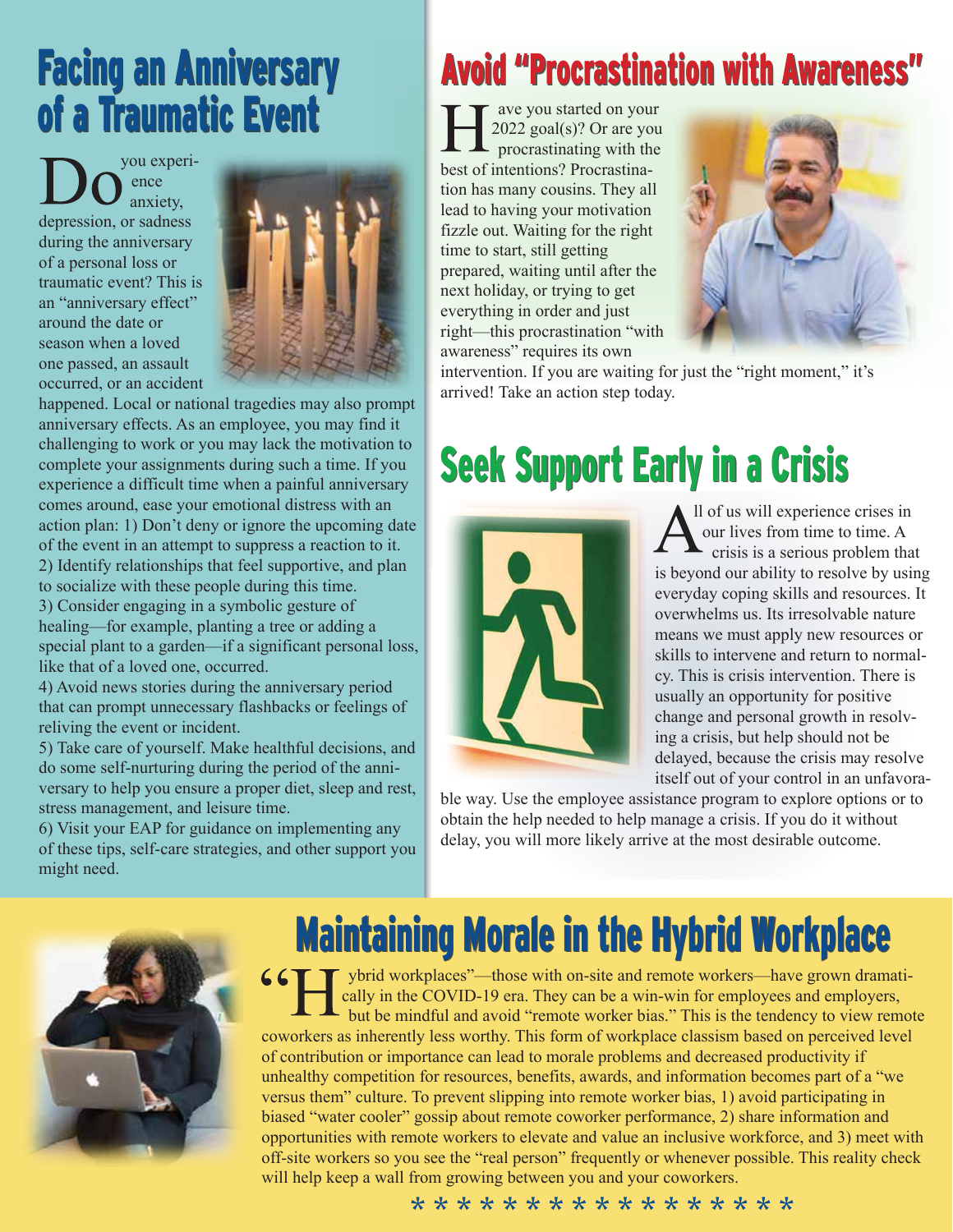# Facing an Anniversary of a Traumatic Event

Do you experience anxiety, depression, or sadness during the anniversary of a personal loss or traumatic event? This is an "anniversary effect" around the date or season when a loved one passed, an assault occurred, or an accident happened. Local or national tragedies may also prompt anniversary effects. As an employee, you may find it challenging to work or you may lack the motivation to complete your assignments during such a time. If you experience a difficult time when a painful anniversary comes around, ease your emotional distress with an action plan: 1) Don't deny or ignore the upcoming date of the event in an attempt to suppress a reaction to it.
2) Identify relationships that feel supportive, and plan to socialize with these people during this time.
3) Consider engaging in a symbolic gesture of healing—for example, planting a tree or adding a special plant to a garden—if a significant personal loss, like that of a loved one, occurred.
4) Avoid news stories during the anniversary period that can prompt unnecessary flashbacks or feelings of reliving the event or incident.
5) Take care of yourself. Make healthful decisions, and do some self-nurturing during the period of the anniversary to help you ensure a proper diet, sleep and rest, stress management, and leisure time.
6) Visit your EAP for guidance on implementing any of these tips, self-care strategies, and other support you might need.

# Avoid "Procrastination with Awareness"

Have you started on your 2022 goal(s)? Or are you procrastinating with the best of intentions? Procrastination has many cousins. They all lead to having your motivation fizzle out. Waiting for the right time to start, still getting prepared, waiting until after the next holiday, or trying to get everything in order and just right—this procrastination "with awareness" requires its own intervention. If you are waiting for just the "right moment," it's arrived! Take an action step today.

# Seek Support Early in a Crisis

All of us will experience crises in our lives from time to time. A crisis is a serious problem that is beyond our ability to resolve by using everyday coping skills and resources. It overwhelms us. Its irresolvable nature means we must apply new resources or skills to intervene and return to normalcy. This is crisis intervention. There is usually an opportunity for positive change and personal growth in resolving a crisis, but help should not be delayed, because the crisis may resolve itself out of your control in an unfavorable way. Use the employee assistance program to explore options or to obtain the help needed to help manage a crisis. If you do it without delay, you will more likely arrive at the most desirable outcome.

# Maintaining Morale in the Hybrid Workplace

"Hybrid workplaces"—those with on-site and remote workers—have grown dramatically in the COVID-19 era. They can be a win-win for employees and employers, but be mindful and avoid "remote worker bias." This is the tendency to view remote coworkers as inherently less worthy. This form of workplace classism based on perceived level of contribution or importance can lead to morale problems and decreased productivity if unhealthy competition for resources, benefits, awards, and information becomes part of a "we versus them" culture. To prevent slipping into remote worker bias, 1) avoid participating in biased "water cooler" gossip about remote coworker performance, 2) share information and opportunities with remote workers to elevate and value an inclusive workforce, and 3) meet with off-site workers so you see the "real person" frequently or whenever possible. This reality check will help keep a wall from growing between you and your coworkers.

* * * * * * * * * * * * * * * * * *